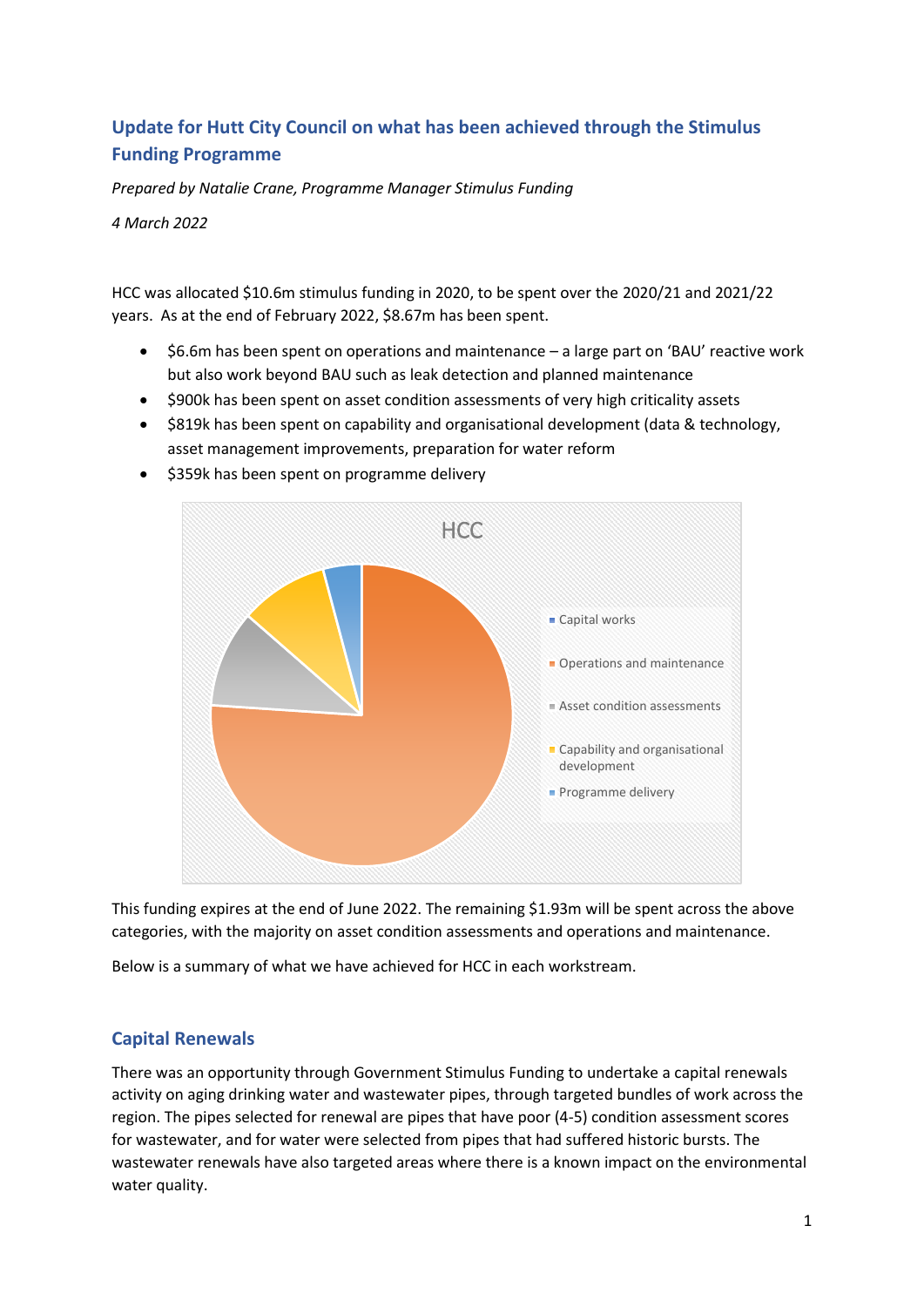## Update for Hutt City Council on what has been achieved through the Stimulus Funding Programme

*Prepared by Natalie Crane, Programme Manager Stimulus Funding*

*4 March 2022*

HCC was allocated $10.6m stimulus funding in 2020, to be spent over the 2020/21 and 2021/22 years. As at the end of February 2022, $8.67m has been spent.

- $6.6m has been spent on operations and maintenance – a large part on 'BAU' reactive work but also work beyond BAU such as leak detection and planned maintenance
- $900k has been spent on asset condition assessments of very high criticality assets
- $819k has been spent on capability and organisational development (data & technology, asset management improvements, preparation for water reform
- $359k has been spent on programme delivery

HCC

- Capital works
- Operations and maintenance
- Asset condition assessments
- Capability and organisational development
- Programme delivery

This funding expires at the end of June 2022. The remaining $1.93m will be spent across the above categories, with the majority on asset condition assessments and operations and maintenance.

Below is a summary of what we have achieved for HCC in each workstream.

## Capital Renewals

There was an opportunity through Government Stimulus Funding to undertake a capital renewals activity on aging drinking water and wastewater pipes, through targeted bundles of work across the region. The pipes selected for renewal are pipes that have poor (4-5) condition assessment scores for wastewater, and for water were selected from pipes that had suffered historic bursts. The wastewater renewals have also targeted areas where there is a known impact on the environmental water quality.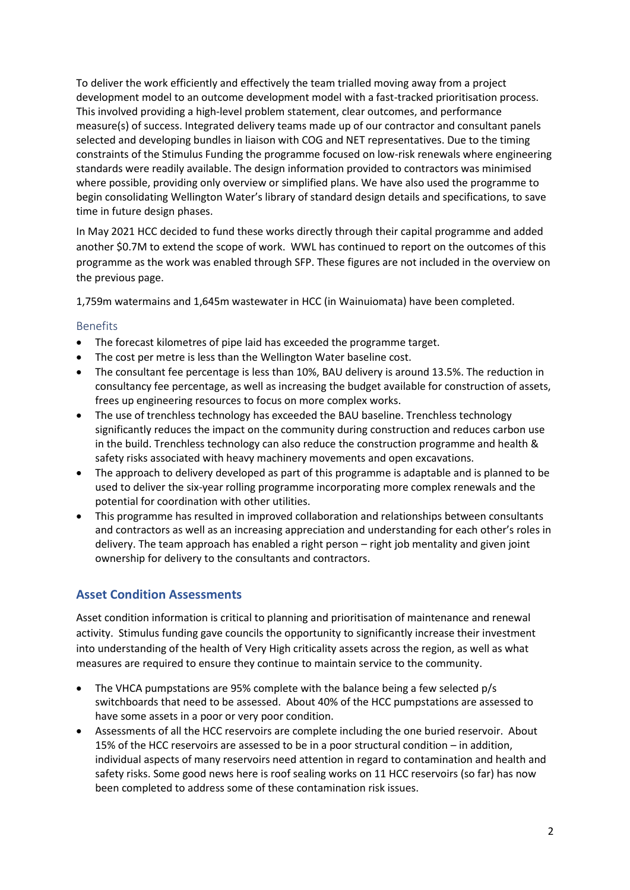To deliver the work efficiently and effectively the team trialled moving away from a project development model to an outcome development model with a fast-tracked prioritisation process. This involved providing a high-level problem statement, clear outcomes, and performance measure(s) of success. Integrated delivery teams made up of our contractor and consultant panels selected and developing bundles in liaison with COG and NET representatives. Due to the timing constraints of the Stimulus Funding the programme focused on low-risk renewals where engineering standards were readily available. The design information provided to contractors was minimised where possible, providing only overview or simplified plans. We have also used the programme to begin consolidating Wellington Water's library of standard design details and specifications, to save time in future design phases.

In May 2021 HCC decided to fund these works directly through their capital programme and added another $0.7M to extend the scope of work. WWL has continued to report on the outcomes of this programme as the work was enabled through SFP. These figures are not included in the overview on the previous page.

1,759m watermains and 1,645m wastewater in HCC (in Wainuiomata) have been completed.

### Benefits

- The forecast kilometres of pipe laid has exceeded the programme target.
- The cost per metre is less than the Wellington Water baseline cost.
- The consultant fee percentage is less than 10%, BAU delivery is around 13.5%. The reduction in consultancy fee percentage, as well as increasing the budget available for construction of assets, frees up engineering resources to focus on more complex works.
- The use of trenchless technology has exceeded the BAU baseline. Trenchless technology significantly reduces the impact on the community during construction and reduces carbon use in the build. Trenchless technology can also reduce the construction programme and health & safety risks associated with heavy machinery movements and open excavations.
- The approach to delivery developed as part of this programme is adaptable and is planned to be used to deliver the six-year rolling programme incorporating more complex renewals and the potential for coordination with other utilities.
- This programme has resulted in improved collaboration and relationships between consultants and contractors as well as an increasing appreciation and understanding for each other's roles in delivery. The team approach has enabled a right person – right job mentality and given joint ownership for delivery to the consultants and contractors.

## Asset Condition Assessments

Asset condition information is critical to planning and prioritisation of maintenance and renewal activity. Stimulus funding gave councils the opportunity to significantly increase their investment into understanding of the health of Very High criticality assets across the region, as well as what measures are required to ensure they continue to maintain service to the community.

- The VHCA pumpstations are 95% complete with the balance being a few selected p/s switchboards that need to be assessed. About 40% of the HCC pumpstations are assessed to have some assets in a poor or very poor condition.
- Assessments of all the HCC reservoirs are complete including the one buried reservoir. About 15% of the HCC reservoirs are assessed to be in a poor structural condition – in addition, individual aspects of many reservoirs need attention in regard to contamination and health and safety risks. Some good news here is roof sealing works on 11 HCC reservoirs (so far) has now been completed to address some of these contamination risk issues.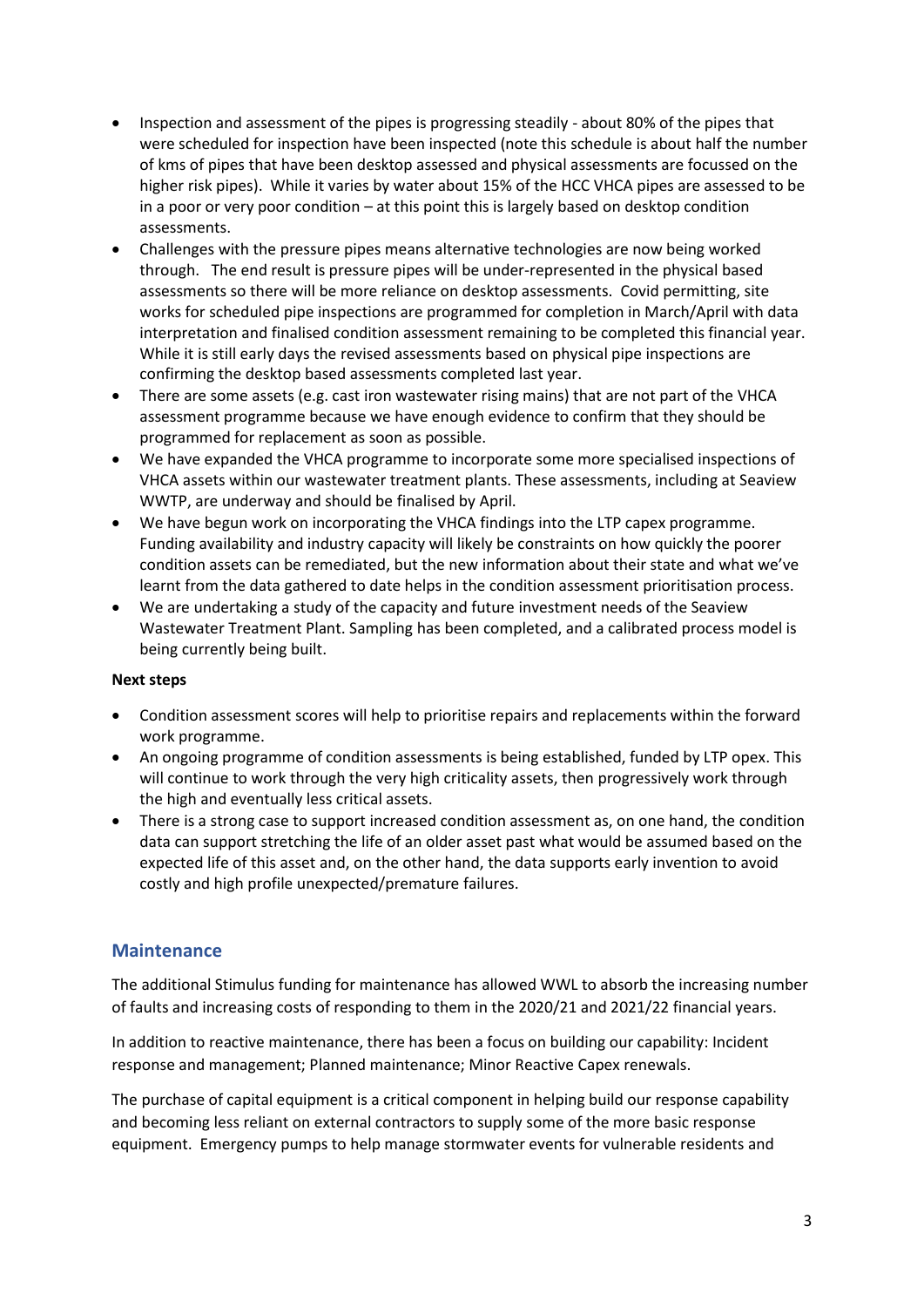- Inspection and assessment of the pipes is progressing steadily - about 80% of the pipes that were scheduled for inspection have been inspected (note this schedule is about half the number of kms of pipes that have been desktop assessed and physical assessments are focussed on the higher risk pipes). While it varies by water about 15% of the HCC VHCA pipes are assessed to be in a poor or very poor condition – at this point this is largely based on desktop condition assessments.
- Challenges with the pressure pipes means alternative technologies are now being worked through. The end result is pressure pipes will be under-represented in the physical based assessments so there will be more reliance on desktop assessments. Covid permitting, site works for scheduled pipe inspections are programmed for completion in March/April with data interpretation and finalised condition assessment remaining to be completed this financial year. While it is still early days the revised assessments based on physical pipe inspections are confirming the desktop based assessments completed last year.
- There are some assets (e.g. cast iron wastewater rising mains) that are not part of the VHCA assessment programme because we have enough evidence to confirm that they should be programmed for replacement as soon as possible.
- We have expanded the VHCA programme to incorporate some more specialised inspections of VHCA assets within our wastewater treatment plants. These assessments, including at Seaview WWTP, are underway and should be finalised by April.
- We have begun work on incorporating the VHCA findings into the LTP capex programme. Funding availability and industry capacity will likely be constraints on how quickly the poorer condition assets can be remediated, but the new information about their state and what we've learnt from the data gathered to date helps in the condition assessment prioritisation process.
- We are undertaking a study of the capacity and future investment needs of the Seaview Wastewater Treatment Plant. Sampling has been completed, and a calibrated process model is being currently being built.

**Next steps**

- Condition assessment scores will help to prioritise repairs and replacements within the forward work programme.
- An ongoing programme of condition assessments is being established, funded by LTP opex. This will continue to work through the very high criticality assets, then progressively work through the high and eventually less critical assets.
- There is a strong case to support increased condition assessment as, on one hand, the condition data can support stretching the life of an older asset past what would be assumed based on the expected life of this asset and, on the other hand, the data supports early invention to avoid costly and high profile unexpected/premature failures.

## Maintenance

The additional Stimulus funding for maintenance has allowed WWL to absorb the increasing number of faults and increasing costs of responding to them in the 2020/21 and 2021/22 financial years.

In addition to reactive maintenance, there has been a focus on building our capability: Incident response and management; Planned maintenance; Minor Reactive Capex renewals.

The purchase of capital equipment is a critical component in helping build our response capability and becoming less reliant on external contractors to supply some of the more basic response equipment. Emergency pumps to help manage stormwater events for vulnerable residents and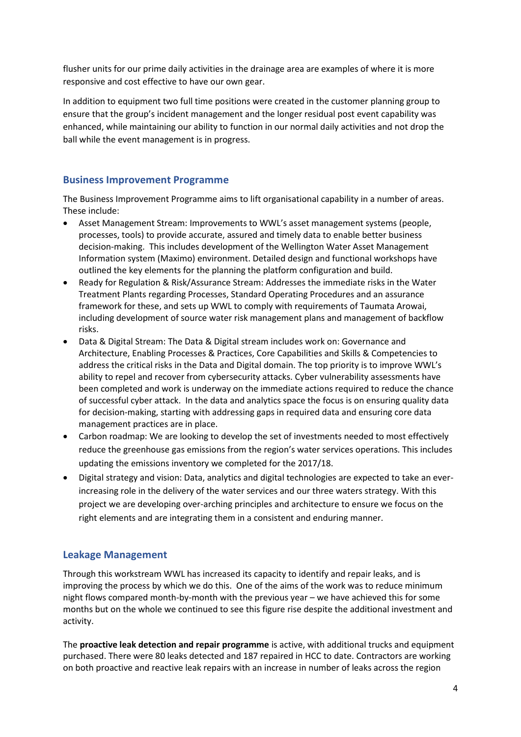flusher units for our prime daily activities in the drainage area are examples of where it is more responsive and cost effective to have our own gear.

In addition to equipment two full time positions were created in the customer planning group to ensure that the group's incident management and the longer residual post event capability was enhanced, while maintaining our ability to function in our normal daily activities and not drop the ball while the event management is in progress.

## Business Improvement Programme

The Business Improvement Programme aims to lift organisational capability in a number of areas. These include:

- Asset Management Stream: Improvements to WWL's asset management systems (people, processes, tools) to provide accurate, assured and timely data to enable better business decision-making. This includes development of the Wellington Water Asset Management Information system (Maximo) environment. Detailed design and functional workshops have outlined the key elements for the planning the platform configuration and build.
- Ready for Regulation & Risk/Assurance Stream: Addresses the immediate risks in the Water Treatment Plants regarding Processes, Standard Operating Procedures and an assurance framework for these, and sets up WWL to comply with requirements of Taumata Arowai, including development of source water risk management plans and management of backflow risks.
- Data & Digital Stream: The Data & Digital stream includes work on: Governance and Architecture, Enabling Processes & Practices, Core Capabilities and Skills & Competencies to address the critical risks in the Data and Digital domain. The top priority is to improve WWL's ability to repel and recover from cybersecurity attacks. Cyber vulnerability assessments have been completed and work is underway on the immediate actions required to reduce the chance of successful cyber attack. In the data and analytics space the focus is on ensuring quality data for decision-making, starting with addressing gaps in required data and ensuring core data management practices are in place.
- Carbon roadmap: We are looking to develop the set of investments needed to most effectively reduce the greenhouse gas emissions from the region's water services operations. This includes updating the emissions inventory we completed for the 2017/18.
- Digital strategy and vision: Data, analytics and digital technologies are expected to take an ever-increasing role in the delivery of the water services and our three waters strategy. With this project we are developing over-arching principles and architecture to ensure we focus on the right elements and are integrating them in a consistent and enduring manner.

## Leakage Management

Through this workstream WWL has increased its capacity to identify and repair leaks, and is improving the process by which we do this. One of the aims of the work was to reduce minimum night flows compared month-by-month with the previous year – we have achieved this for some months but on the whole we continued to see this figure rise despite the additional investment and activity.

The **proactive leak detection and repair programme** is active, with additional trucks and equipment purchased. There were 80 leaks detected and 187 repaired in HCC to date. Contractors are working on both proactive and reactive leak repairs with an increase in number of leaks across the region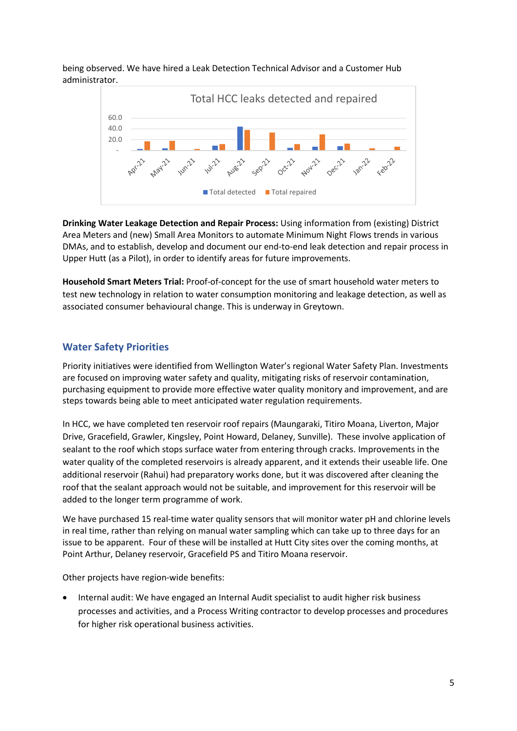being observed. We have hired a Leak Detection Technical Advisor and a Customer Hub administrator.

**Drinking Water Leakage Detection and Repair Process:** Using information from (existing) District Area Meters and (new) Small Area Monitors to automate Minimum Night Flows trends in various DMAs, and to establish, develop and document our end-to-end leak detection and repair process in Upper Hutt (as a Pilot), in order to identify areas for future improvements.

**Household Smart Meters Trial:** Proof-of-concept for the use of smart household water meters to test new technology in relation to water consumption monitoring and leakage detection, as well as associated consumer behavioural change. This is underway in Greytown.

## Water Safety Priorities

Priority initiatives were identified from Wellington Water's regional Water Safety Plan. Investments are focused on improving water safety and quality, mitigating risks of reservoir contamination, purchasing equipment to provide more effective water quality monitory and improvement, and are steps towards being able to meet anticipated water regulation requirements.

In HCC, we have completed ten reservoir roof repairs (Maungaraki, Titiro Moana, Liverton, Major Drive, Gracefield, Grawler, Kingsley, Point Howard, Delaney, Sunville). These involve application of sealant to the roof which stops surface water from entering through cracks. Improvements in the water quality of the completed reservoirs is already apparent, and it extends their useable life. One additional reservoir (Rahui) had preparatory works done, but it was discovered after cleaning the roof that the sealant approach would not be suitable, and improvement for this reservoir will be added to the longer term programme of work.

We have purchased 15 real-time water quality sensors that will monitor water pH and chlorine levels in real time, rather than relying on manual water sampling which can take up to three days for an issue to be apparent. Four of these will be installed at Hutt City sites over the coming months, at Point Arthur, Delaney reservoir, Gracefield PS and Titiro Moana reservoir.

Other projects have region-wide benefits:

- Internal audit: We have engaged an Internal Audit specialist to audit higher risk business processes and activities, and a Process Writing contractor to develop processes and procedures for higher risk operational business activities.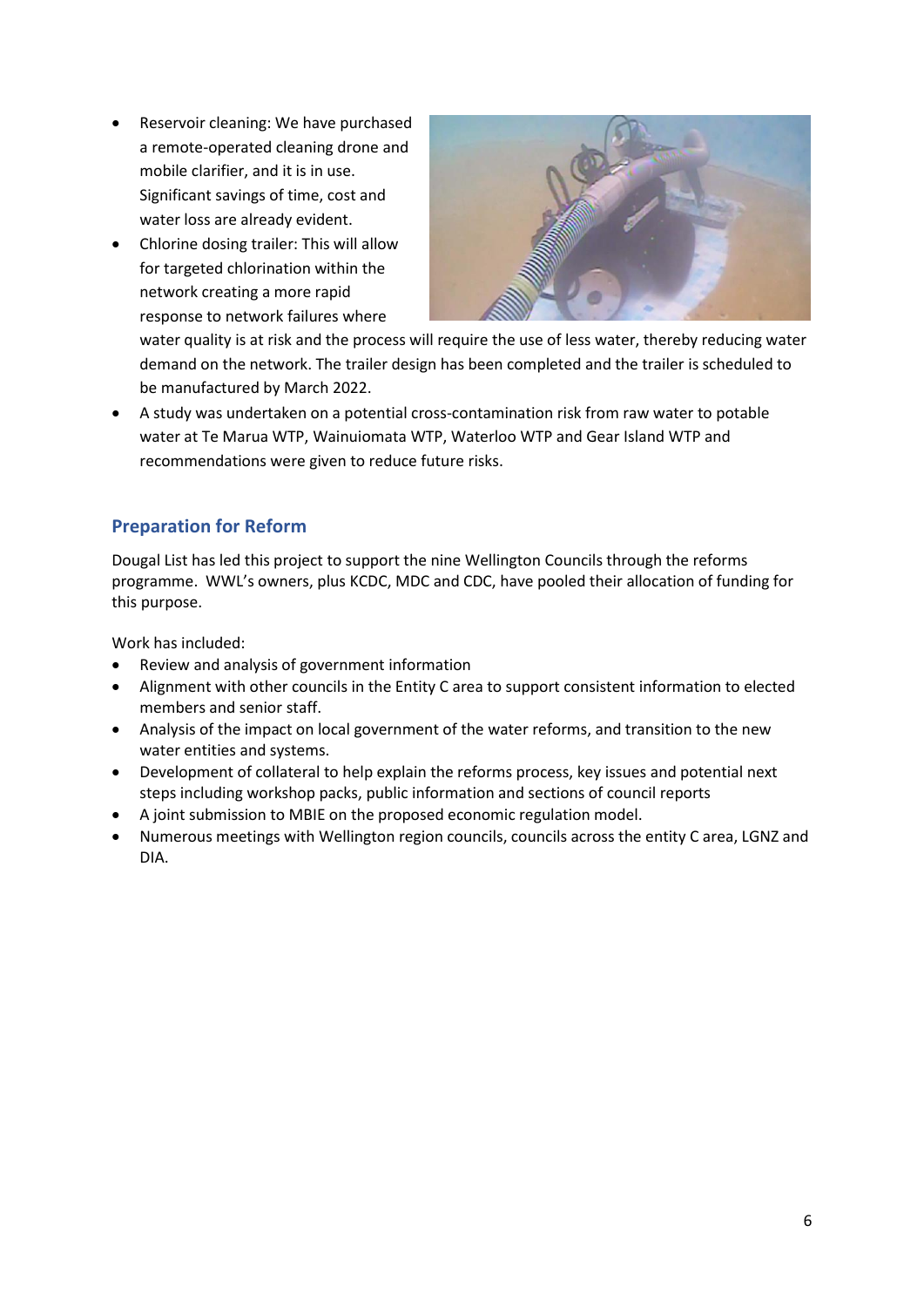- Reservoir cleaning: We have purchased a remote-operated cleaning drone and mobile clarifier, and it is in use. Significant savings of time, cost and water loss are already evident.
- Chlorine dosing trailer: This will allow for targeted chlorination within the network creating a more rapid response to network failures where water quality is at risk and the process will require the use of less water, thereby reducing water demand on the network. The trailer design has been completed and the trailer is scheduled to be manufactured by March 2022.
- A study was undertaken on a potential cross-contamination risk from raw water to potable water at Te Marua WTP, Wainuiomata WTP, Waterloo WTP and Gear Island WTP and recommendations were given to reduce future risks.

## Preparation for Reform

Dougal List has led this project to support the nine Wellington Councils through the reforms programme. WWL's owners, plus KCDC, MDC and CDC, have pooled their allocation of funding for this purpose.

Work has included:

- Review and analysis of government information
- Alignment with other councils in the Entity C area to support consistent information to elected members and senior staff.
- Analysis of the impact on local government of the water reforms, and transition to the new water entities and systems.
- Development of collateral to help explain the reforms process, key issues and potential next steps including workshop packs, public information and sections of council reports
- A joint submission to MBIE on the proposed economic regulation model.
- Numerous meetings with Wellington region councils, councils across the entity C area, LGNZ and DIA.